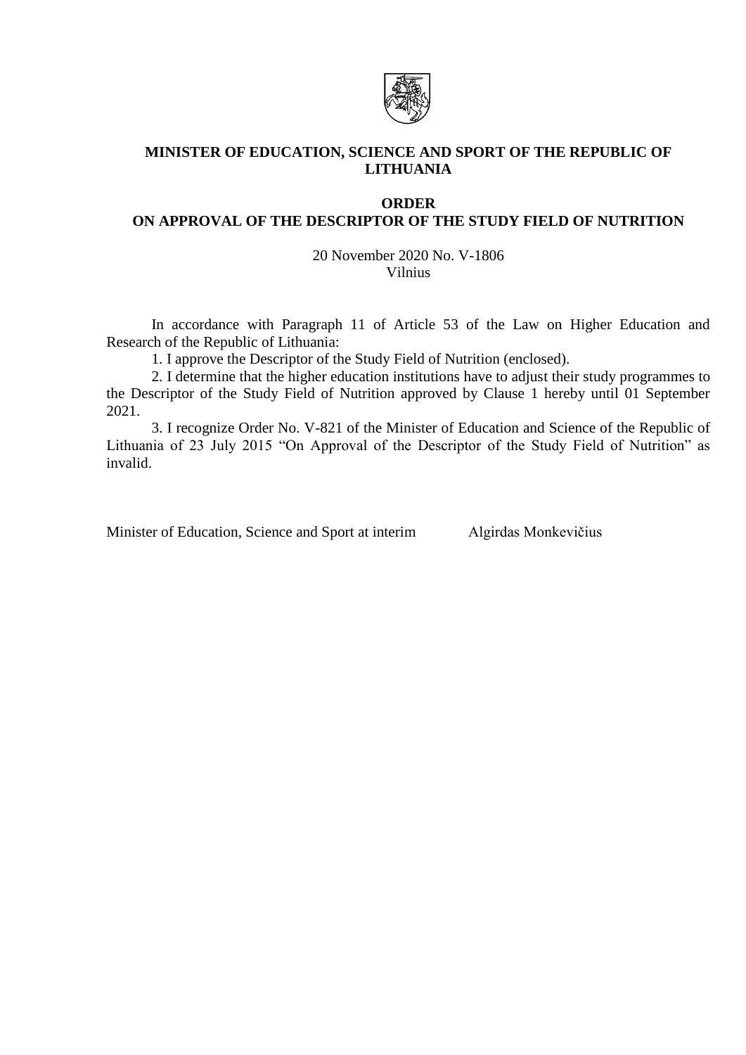**MINISTER OF EDUCATION, SCIENCE AND SPORT OF THE REPUBLIC OF LITHUANIA**

**ORDER**
**ON APPROVAL OF THE DESCRIPTOR OF THE STUDY FIELD OF NUTRITION**

20 November 2020 No. V-1806
Vilnius

In accordance with Paragraph 11 of Article 53 of the Law on Higher Education and Research of the Republic of Lithuania:

1. I approve the Descriptor of the Study Field of Nutrition (enclosed).

2. I determine that the higher education institutions have to adjust their study programmes to the Descriptor of the Study Field of Nutrition approved by Clause 1 hereby until 01 September 2021.

3. I recognize Order No. V-821 of the Minister of Education and Science of the Republic of Lithuania of 23 July 2015 “On Approval of the Descriptor of the Study Field of Nutrition” as invalid.

Minister of Education, Science and Sport at interim Algirdas Monkevičius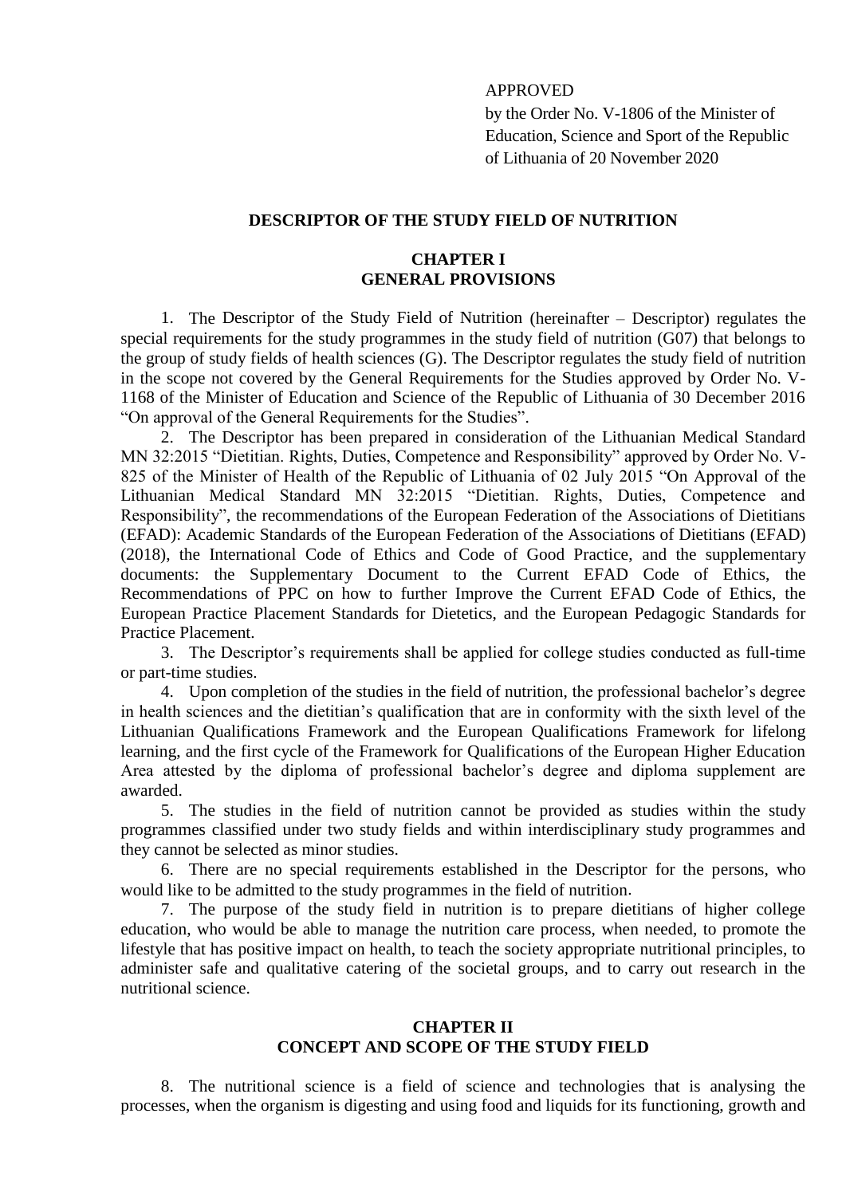APPROVED
by the Order No. V-1806 of the Minister of Education, Science and Sport of the Republic of Lithuania of 20 November 2020

# DESCRIPTOR OF THE STUDY FIELD OF NUTRITION

## CHAPTER I
## GENERAL PROVISIONS

1. The Descriptor of the Study Field of Nutrition (hereinafter – Descriptor) regulates the special requirements for the study programmes in the study field of nutrition (G07) that belongs to the group of study fields of health sciences (G). The Descriptor regulates the study field of nutrition in the scope not covered by the General Requirements for the Studies approved by Order No. V-1168 of the Minister of Education and Science of the Republic of Lithuania of 30 December 2016 "On approval of the General Requirements for the Studies".

2. The Descriptor has been prepared in consideration of the Lithuanian Medical Standard MN 32:2015 "Dietitian. Rights, Duties, Competence and Responsibility" approved by Order No. V-825 of the Minister of Health of the Republic of Lithuania of 02 July 2015 "On Approval of the Lithuanian Medical Standard MN 32:2015 "Dietitian. Rights, Duties, Competence and Responsibility", the recommendations of the European Federation of the Associations of Dietitians (EFAD): Academic Standards of the European Federation of the Associations of Dietitians (EFAD) (2018), the International Code of Ethics and Code of Good Practice, and the supplementary documents: the Supplementary Document to the Current EFAD Code of Ethics, the Recommendations of PPC on how to further Improve the Current EFAD Code of Ethics, the European Practice Placement Standards for Dietetics, and the European Pedagogic Standards for Practice Placement.

3. The Descriptor's requirements shall be applied for college studies conducted as full-time or part-time studies.

4. Upon completion of the studies in the field of nutrition, the professional bachelor's degree in health sciences and the dietitian's qualification that are in conformity with the sixth level of the Lithuanian Qualifications Framework and the European Qualifications Framework for lifelong learning, and the first cycle of the Framework for Qualifications of the European Higher Education Area attested by the diploma of professional bachelor's degree and diploma supplement are awarded.

5. The studies in the field of nutrition cannot be provided as studies within the study programmes classified under two study fields and within interdisciplinary study programmes and they cannot be selected as minor studies.

6. There are no special requirements established in the Descriptor for the persons, who would like to be admitted to the study programmes in the field of nutrition.

7. The purpose of the study field in nutrition is to prepare dietitians of higher college education, who would be able to manage the nutrition care process, when needed, to promote the lifestyle that has positive impact on health, to teach the society appropriate nutritional principles, to administer safe and qualitative catering of the societal groups, and to carry out research in the nutritional science.

## CHAPTER II
## CONCEPT AND SCOPE OF THE STUDY FIELD

8. The nutritional science is a field of science and technologies that is analysing the processes, when the organism is digesting and using food and liquids for its functioning, growth and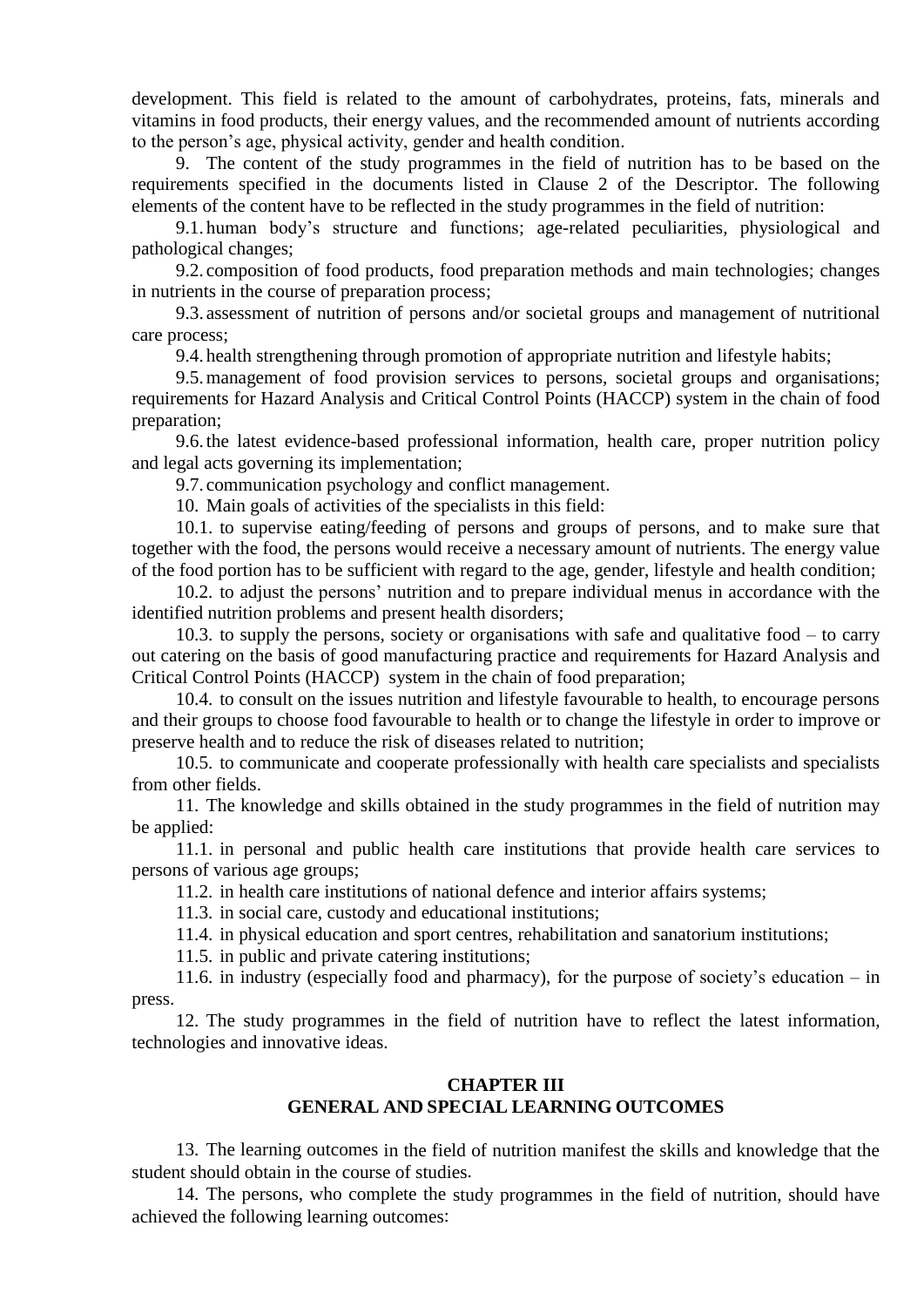development. This field is related to the amount of carbohydrates, proteins, fats, minerals and vitamins in food products, their energy values, and the recommended amount of nutrients according to the person's age, physical activity, gender and health condition.

9. The content of the study programmes in the field of nutrition has to be based on the requirements specified in the documents listed in Clause 2 of the Descriptor. The following elements of the content have to be reflected in the study programmes in the field of nutrition:

9.1. human body's structure and functions; age-related peculiarities, physiological and pathological changes;

9.2. composition of food products, food preparation methods and main technologies; changes in nutrients in the course of preparation process;

9.3. assessment of nutrition of persons and/or societal groups and management of nutritional care process;

9.4. health strengthening through promotion of appropriate nutrition and lifestyle habits;

9.5. management of food provision services to persons, societal groups and organisations; requirements for Hazard Analysis and Critical Control Points (HACCP) system in the chain of food preparation;

9.6. the latest evidence-based professional information, health care, proper nutrition policy and legal acts governing its implementation;

9.7. communication psychology and conflict management.

10. Main goals of activities of the specialists in this field:

10.1. to supervise eating/feeding of persons and groups of persons, and to make sure that together with the food, the persons would receive a necessary amount of nutrients. The energy value of the food portion has to be sufficient with regard to the age, gender, lifestyle and health condition;

10.2. to adjust the persons' nutrition and to prepare individual menus in accordance with the identified nutrition problems and present health disorders;

10.3. to supply the persons, society or organisations with safe and qualitative food – to carry out catering on the basis of good manufacturing practice and requirements for Hazard Analysis and Critical Control Points (HACCP) system in the chain of food preparation;

10.4. to consult on the issues nutrition and lifestyle favourable to health, to encourage persons and their groups to choose food favourable to health or to change the lifestyle in order to improve or preserve health and to reduce the risk of diseases related to nutrition;

10.5. to communicate and cooperate professionally with health care specialists and specialists from other fields.

11. The knowledge and skills obtained in the study programmes in the field of nutrition may be applied:

11.1. in personal and public health care institutions that provide health care services to persons of various age groups;

11.2. in health care institutions of national defence and interior affairs systems;

11.3. in social care, custody and educational institutions;

11.4. in physical education and sport centres, rehabilitation and sanatorium institutions;

11.5. in public and private catering institutions;

11.6. in industry (especially food and pharmacy), for the purpose of society's education – in press.

12. The study programmes in the field of nutrition have to reflect the latest information, technologies and innovative ideas.

## CHAPTER III
## GENERAL AND SPECIAL LEARNING OUTCOMES

13. The learning outcomes in the field of nutrition manifest the skills and knowledge that the student should obtain in the course of studies.

14. The persons, who complete the study programmes in the field of nutrition, should have achieved the following learning outcomes: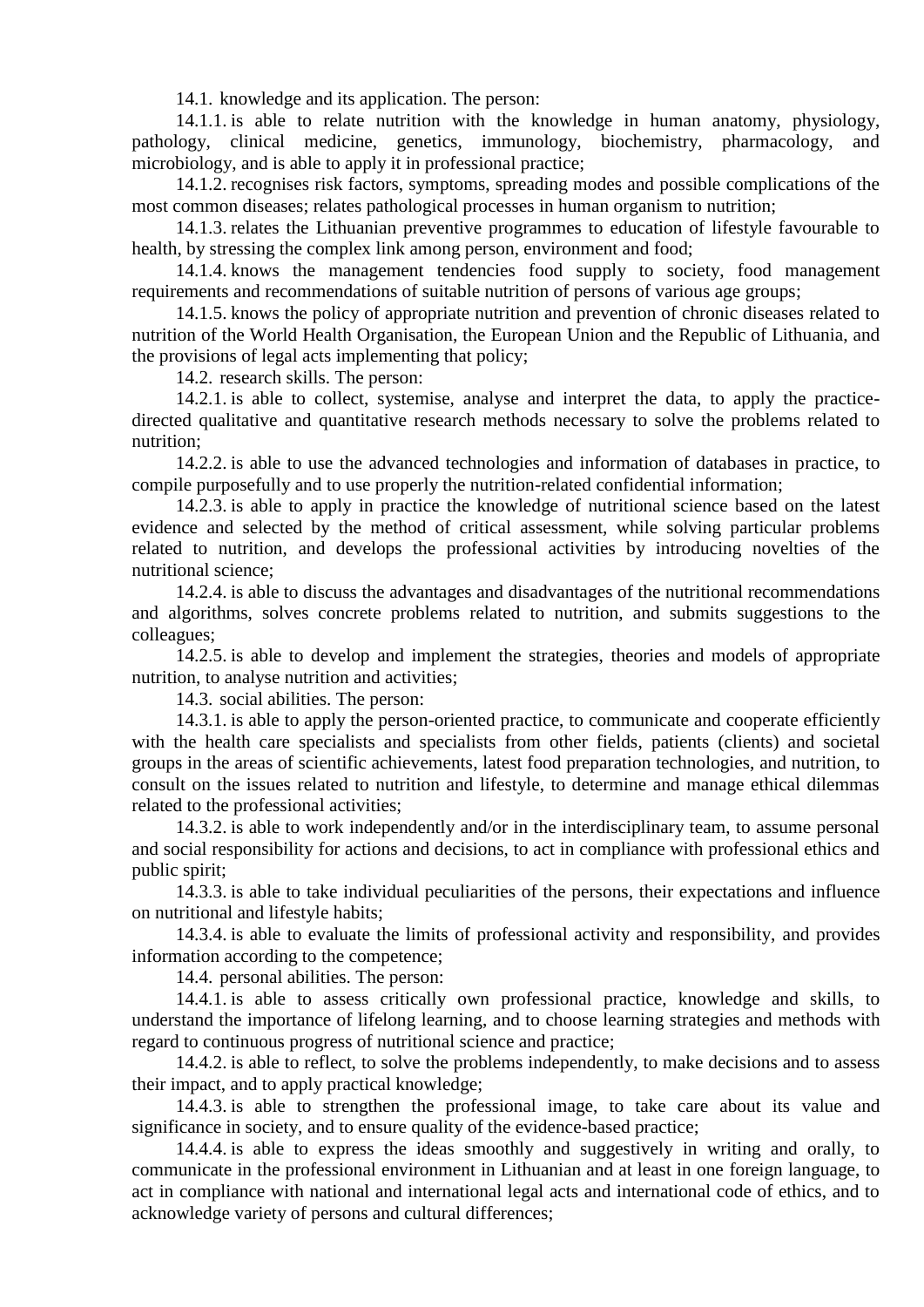14.1. knowledge and its application. The person:

14.1.1. is able to relate nutrition with the knowledge in human anatomy, physiology, pathology, clinical medicine, genetics, immunology, biochemistry, pharmacology, and microbiology, and is able to apply it in professional practice;

14.1.2. recognises risk factors, symptoms, spreading modes and possible complications of the most common diseases; relates pathological processes in human organism to nutrition;

14.1.3. relates the Lithuanian preventive programmes to education of lifestyle favourable to health, by stressing the complex link among person, environment and food;

14.1.4. knows the management tendencies food supply to society, food management requirements and recommendations of suitable nutrition of persons of various age groups;

14.1.5. knows the policy of appropriate nutrition and prevention of chronic diseases related to nutrition of the World Health Organisation, the European Union and the Republic of Lithuania, and the provisions of legal acts implementing that policy;

14.2. research skills. The person:

14.2.1. is able to collect, systemise, analyse and interpret the data, to apply the practice-directed qualitative and quantitative research methods necessary to solve the problems related to nutrition;

14.2.2. is able to use the advanced technologies and information of databases in practice, to compile purposefully and to use properly the nutrition-related confidential information;

14.2.3. is able to apply in practice the knowledge of nutritional science based on the latest evidence and selected by the method of critical assessment, while solving particular problems related to nutrition, and develops the professional activities by introducing novelties of the nutritional science;

14.2.4. is able to discuss the advantages and disadvantages of the nutritional recommendations and algorithms, solves concrete problems related to nutrition, and submits suggestions to the colleagues;

14.2.5. is able to develop and implement the strategies, theories and models of appropriate nutrition, to analyse nutrition and activities;

14.3. social abilities. The person:

14.3.1. is able to apply the person-oriented practice, to communicate and cooperate efficiently with the health care specialists and specialists from other fields, patients (clients) and societal groups in the areas of scientific achievements, latest food preparation technologies, and nutrition, to consult on the issues related to nutrition and lifestyle, to determine and manage ethical dilemmas related to the professional activities;

14.3.2. is able to work independently and/or in the interdisciplinary team, to assume personal and social responsibility for actions and decisions, to act in compliance with professional ethics and public spirit;

14.3.3. is able to take individual peculiarities of the persons, their expectations and influence on nutritional and lifestyle habits;

14.3.4. is able to evaluate the limits of professional activity and responsibility, and provides information according to the competence;

14.4. personal abilities. The person:

14.4.1. is able to assess critically own professional practice, knowledge and skills, to understand the importance of lifelong learning, and to choose learning strategies and methods with regard to continuous progress of nutritional science and practice;

14.4.2. is able to reflect, to solve the problems independently, to make decisions and to assess their impact, and to apply practical knowledge;

14.4.3. is able to strengthen the professional image, to take care about its value and significance in society, and to ensure quality of the evidence-based practice;

14.4.4. is able to express the ideas smoothly and suggestively in writing and orally, to communicate in the professional environment in Lithuanian and at least in one foreign language, to act in compliance with national and international legal acts and international code of ethics, and to acknowledge variety of persons and cultural differences;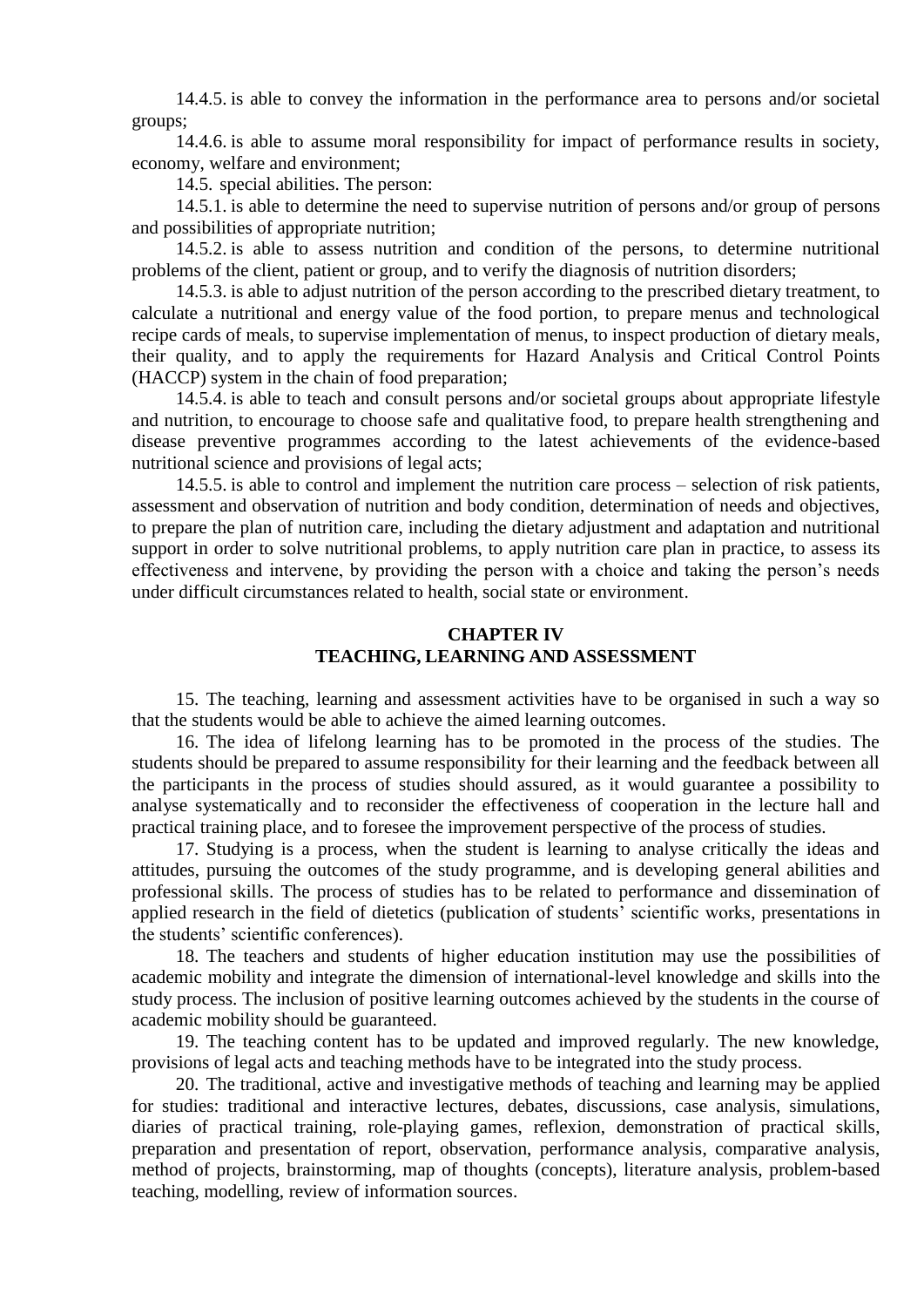14.4.5. is able to convey the information in the performance area to persons and/or societal groups;

14.4.6. is able to assume moral responsibility for impact of performance results in society, economy, welfare and environment;

14.5. special abilities. The person:

14.5.1. is able to determine the need to supervise nutrition of persons and/or group of persons and possibilities of appropriate nutrition;

14.5.2. is able to assess nutrition and condition of the persons, to determine nutritional problems of the client, patient or group, and to verify the diagnosis of nutrition disorders;

14.5.3. is able to adjust nutrition of the person according to the prescribed dietary treatment, to calculate a nutritional and energy value of the food portion, to prepare menus and technological recipe cards of meals, to supervise implementation of menus, to inspect production of dietary meals, their quality, and to apply the requirements for Hazard Analysis and Critical Control Points (HACCP) system in the chain of food preparation;

14.5.4. is able to teach and consult persons and/or societal groups about appropriate lifestyle and nutrition, to encourage to choose safe and qualitative food, to prepare health strengthening and disease preventive programmes according to the latest achievements of the evidence-based nutritional science and provisions of legal acts;

14.5.5. is able to control and implement the nutrition care process – selection of risk patients, assessment and observation of nutrition and body condition, determination of needs and objectives, to prepare the plan of nutrition care, including the dietary adjustment and adaptation and nutritional support in order to solve nutritional problems, to apply nutrition care plan in practice, to assess its effectiveness and intervene, by providing the person with a choice and taking the person's needs under difficult circumstances related to health, social state or environment.

## CHAPTER IV
## TEACHING, LEARNING AND ASSESSMENT

15. The teaching, learning and assessment activities have to be organised in such a way so that the students would be able to achieve the aimed learning outcomes.

16. The idea of lifelong learning has to be promoted in the process of the studies. The students should be prepared to assume responsibility for their learning and the feedback between all the participants in the process of studies should assured, as it would guarantee a possibility to analyse systematically and to reconsider the effectiveness of cooperation in the lecture hall and practical training place, and to foresee the improvement perspective of the process of studies.

17. Studying is a process, when the student is learning to analyse critically the ideas and attitudes, pursuing the outcomes of the study programme, and is developing general abilities and professional skills. The process of studies has to be related to performance and dissemination of applied research in the field of dietetics (publication of students' scientific works, presentations in the students' scientific conferences).

18. The teachers and students of higher education institution may use the possibilities of academic mobility and integrate the dimension of international-level knowledge and skills into the study process. The inclusion of positive learning outcomes achieved by the students in the course of academic mobility should be guaranteed.

19. The teaching content has to be updated and improved regularly. The new knowledge, provisions of legal acts and teaching methods have to be integrated into the study process.

20. The traditional, active and investigative methods of teaching and learning may be applied for studies: traditional and interactive lectures, debates, discussions, case analysis, simulations, diaries of practical training, role-playing games, reflexion, demonstration of practical skills, preparation and presentation of report, observation, performance analysis, comparative analysis, method of projects, brainstorming, map of thoughts (concepts), literature analysis, problem-based teaching, modelling, review of information sources.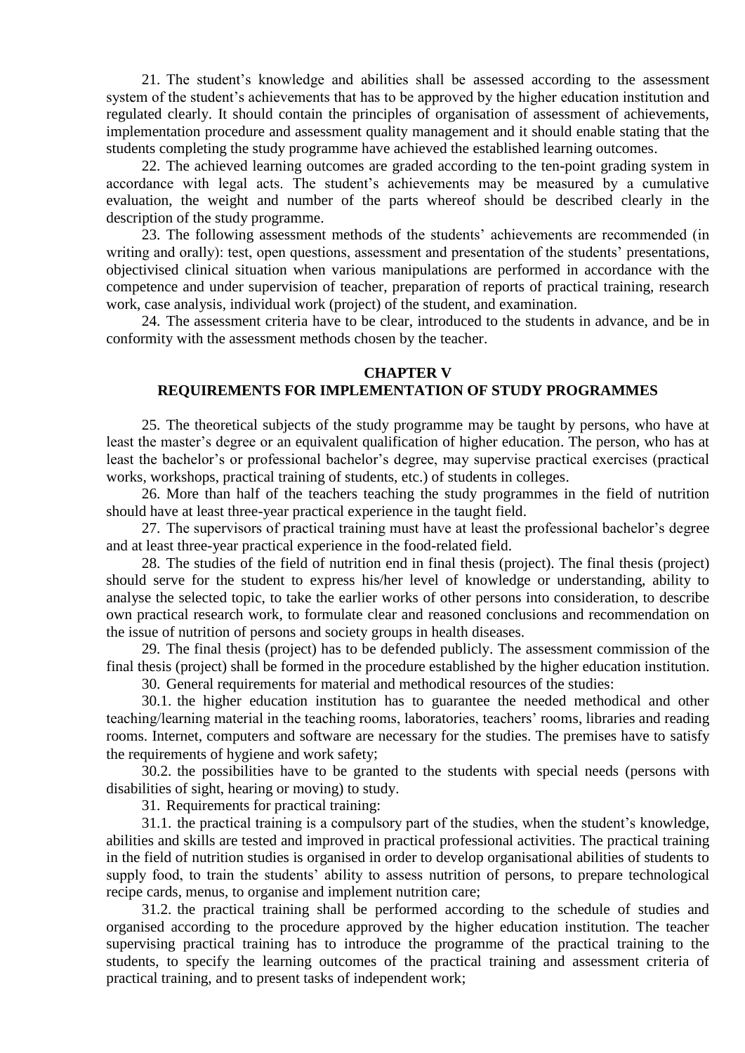21. The student's knowledge and abilities shall be assessed according to the assessment system of the student's achievements that has to be approved by the higher education institution and regulated clearly. It should contain the principles of organisation of assessment of achievements, implementation procedure and assessment quality management and it should enable stating that the students completing the study programme have achieved the established learning outcomes.

22. The achieved learning outcomes are graded according to the ten-point grading system in accordance with legal acts. The student's achievements may be measured by a cumulative evaluation, the weight and number of the parts whereof should be described clearly in the description of the study programme.

23. The following assessment methods of the students' achievements are recommended (in writing and orally): test, open questions, assessment and presentation of the students' presentations, objectivised clinical situation when various manipulations are performed in accordance with the competence and under supervision of teacher, preparation of reports of practical training, research work, case analysis, individual work (project) of the student, and examination.

24. The assessment criteria have to be clear, introduced to the students in advance, and be in conformity with the assessment methods chosen by the teacher.

## CHAPTER V
## REQUIREMENTS FOR IMPLEMENTATION OF STUDY PROGRAMMES

25. The theoretical subjects of the study programme may be taught by persons, who have at least the master's degree or an equivalent qualification of higher education. The person, who has at least the bachelor's or professional bachelor's degree, may supervise practical exercises (practical works, workshops, practical training of students, etc.) of students in colleges.

26. More than half of the teachers teaching the study programmes in the field of nutrition should have at least three-year practical experience in the taught field.

27. The supervisors of practical training must have at least the professional bachelor's degree and at least three-year practical experience in the food-related field.

28. The studies of the field of nutrition end in final thesis (project). The final thesis (project) should serve for the student to express his/her level of knowledge or understanding, ability to analyse the selected topic, to take the earlier works of other persons into consideration, to describe own practical research work, to formulate clear and reasoned conclusions and recommendation on the issue of nutrition of persons and society groups in health diseases.

29. The final thesis (project) has to be defended publicly. The assessment commission of the final thesis (project) shall be formed in the procedure established by the higher education institution.

30. General requirements for material and methodical resources of the studies:

30.1. the higher education institution has to guarantee the needed methodical and other teaching/learning material in the teaching rooms, laboratories, teachers' rooms, libraries and reading rooms. Internet, computers and software are necessary for the studies. The premises have to satisfy the requirements of hygiene and work safety;

30.2. the possibilities have to be granted to the students with special needs (persons with disabilities of sight, hearing or moving) to study.

31. Requirements for practical training:

31.1. the practical training is a compulsory part of the studies, when the student's knowledge, abilities and skills are tested and improved in practical professional activities. The practical training in the field of nutrition studies is organised in order to develop organisational abilities of students to supply food, to train the students' ability to assess nutrition of persons, to prepare technological recipe cards, menus, to organise and implement nutrition care;

31.2. the practical training shall be performed according to the schedule of studies and organised according to the procedure approved by the higher education institution. The teacher supervising practical training has to introduce the programme of the practical training to the students, to specify the learning outcomes of the practical training and assessment criteria of practical training, and to present tasks of independent work;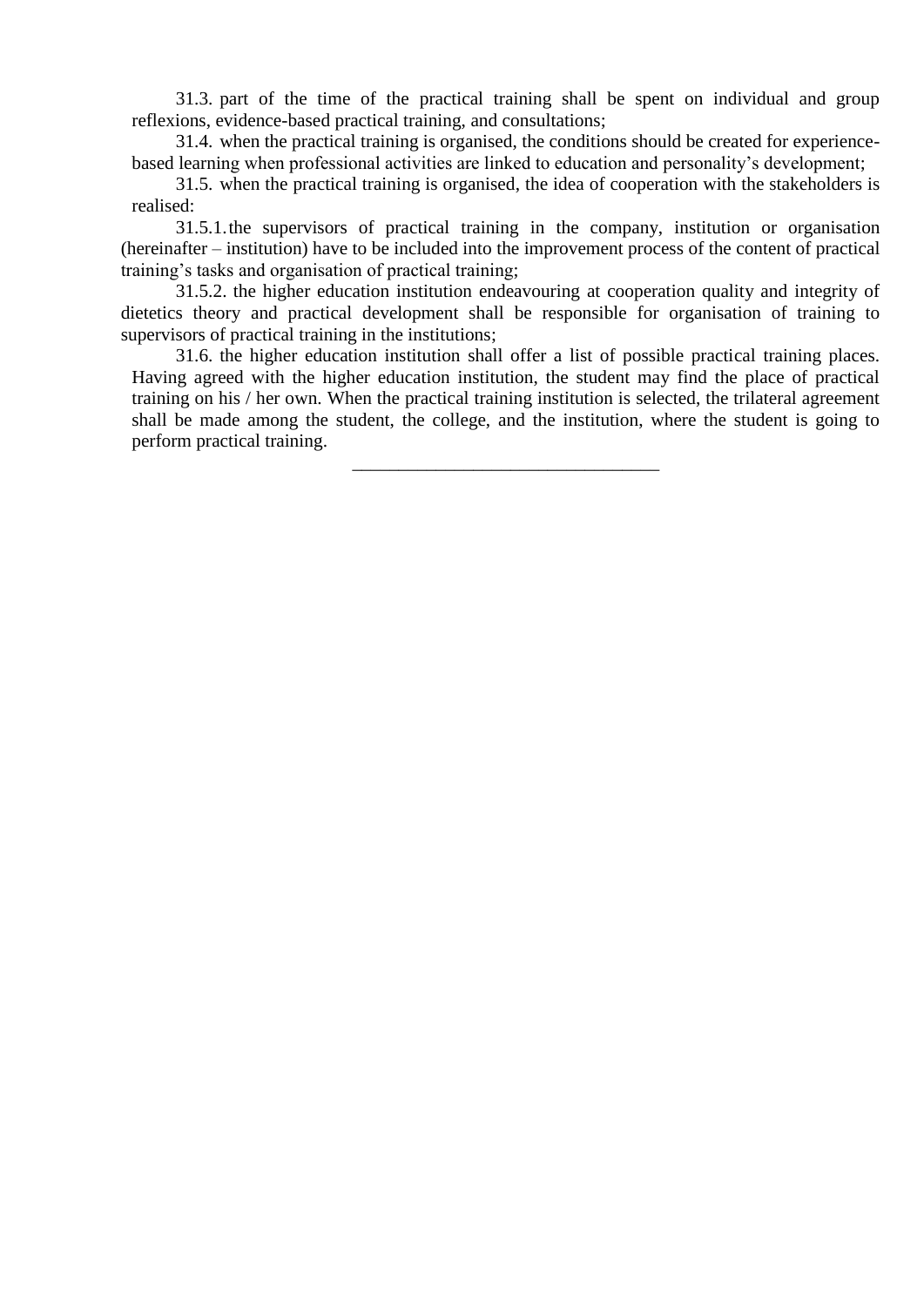31.3. part of the time of the practical training shall be spent on individual and group reflexions, evidence-based practical training, and consultations;

31.4. when the practical training is organised, the conditions should be created for experience-based learning when professional activities are linked to education and personality's development;

31.5. when the practical training is organised, the idea of cooperation with the stakeholders is realised:

31.5.1. the supervisors of practical training in the company, institution or organisation (hereinafter – institution) have to be included into the improvement process of the content of practical training's tasks and organisation of practical training;

31.5.2. the higher education institution endeavouring at cooperation quality and integrity of dietetics theory and practical development shall be responsible for organisation of training to supervisors of practical training in the institutions;

31.6. the higher education institution shall offer a list of possible practical training places. Having agreed with the higher education institution, the student may find the place of practical training on his / her own. When the practical training institution is selected, the trilateral agreement shall be made among the student, the college, and the institution, where the student is going to perform practical training.

\_\_\_\_\_\_\_\_\_\_\_\_\_\_\_\_\_\_\_\_\_\_\_\_\_\_\_\_\_\_\_\_